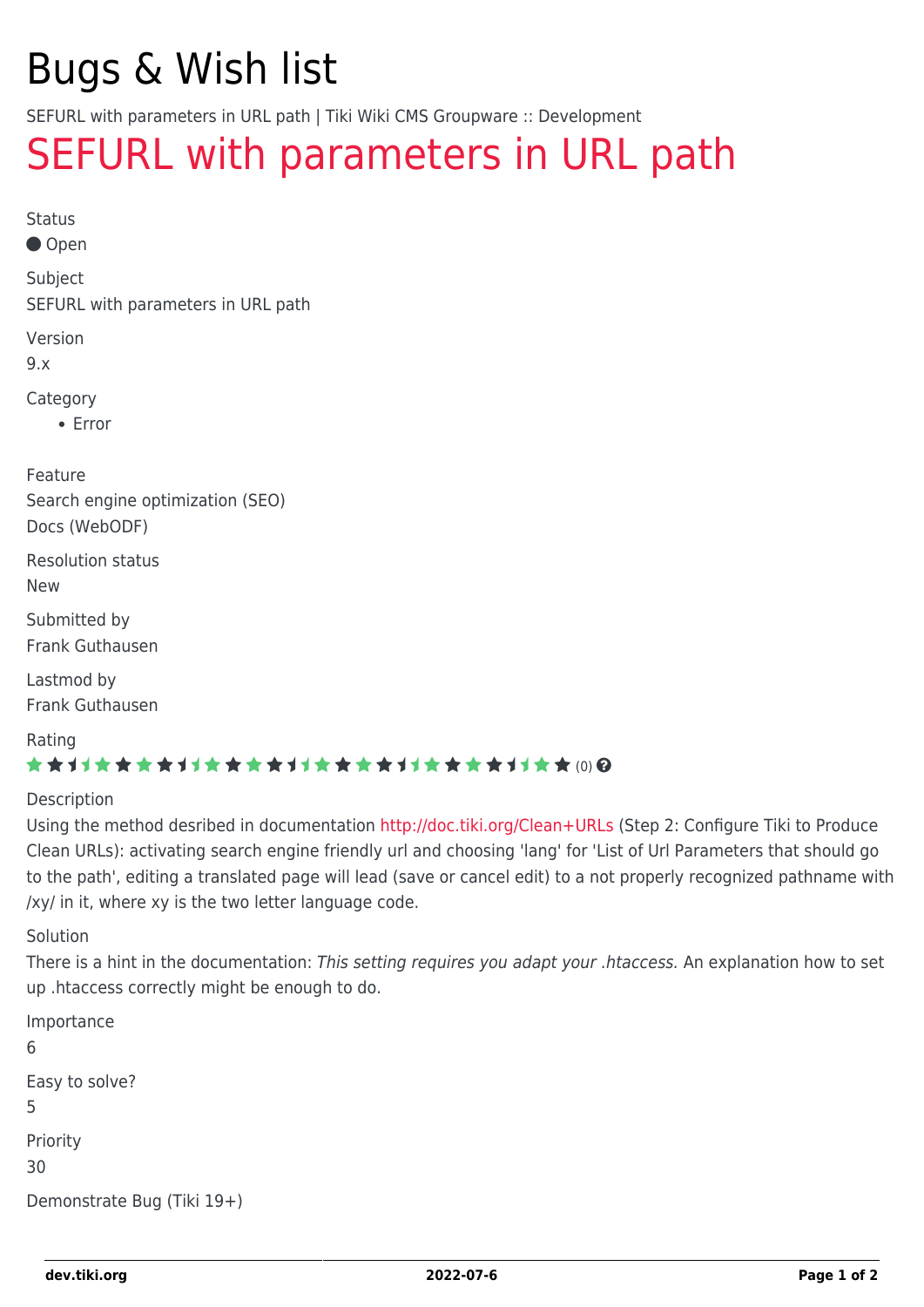# Bugs & Wish list

SEFURL with parameters in URL path | Tiki Wiki CMS Groupware :: Development

## SEFURL with parameters in URL path

Status

Open

Subject

SEFURL with parameters in URL path

Version

9.x

Category

- Error

Feature

Search engine optimization (SEO)
Docs (WebODF)

Resolution status

New

Submitted by

Frank Guthausen

Lastmod by

Frank Guthausen

Rating

(0)

Description

Using the method desribed in documentation http://doc.tiki.org/Clean+URLs (Step 2: Configure Tiki to Produce Clean URLs): activating search engine friendly url and choosing 'lang' for 'List of Url Parameters that should go to the path', editing a translated page will lead (save or cancel edit) to a not properly recognized pathname with /xy/ in it, where xy is the two letter language code.

Solution

There is a hint in the documentation: *This setting requires you adapt your .htaccess.* An explanation how to set up .htaccess correctly might be enough to do.

Importance

6

Easy to solve?

5

Priority

30

Demonstrate Bug (Tiki 19+)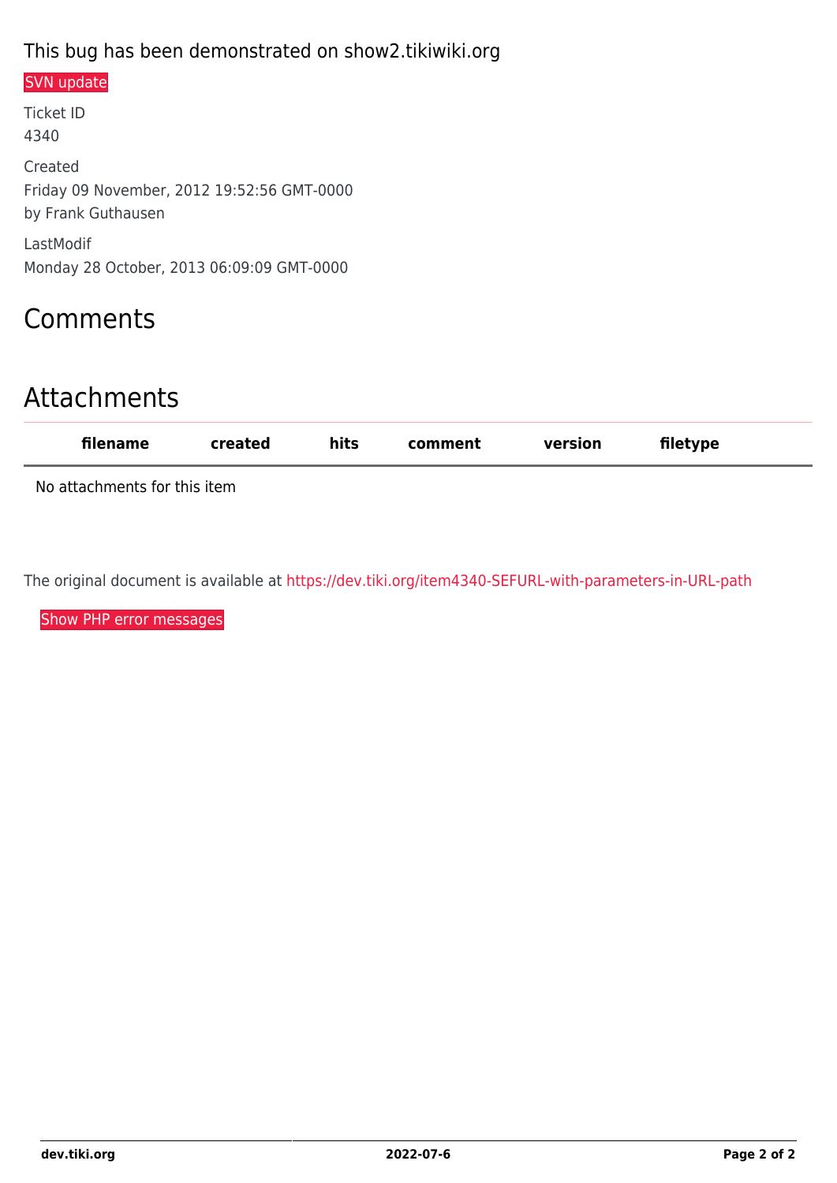This bug has been demonstrated on show2.tikiwiki.org

SVN update

Ticket ID
4340

Created
Friday 09 November, 2012 19:52:56 GMT-0000
by Frank Guthausen

LastModif
Monday 28 October, 2013 06:09:09 GMT-0000

# Comments

# Attachments

| filename | created | hits | comment | version | filetype |
|---|---|---|---|---|---|
| No attachments for this item | | | | | |

The original document is available at https://dev.tiki.org/item4340-SEFURL-with-parameters-in-URL-path

Show PHP error messages